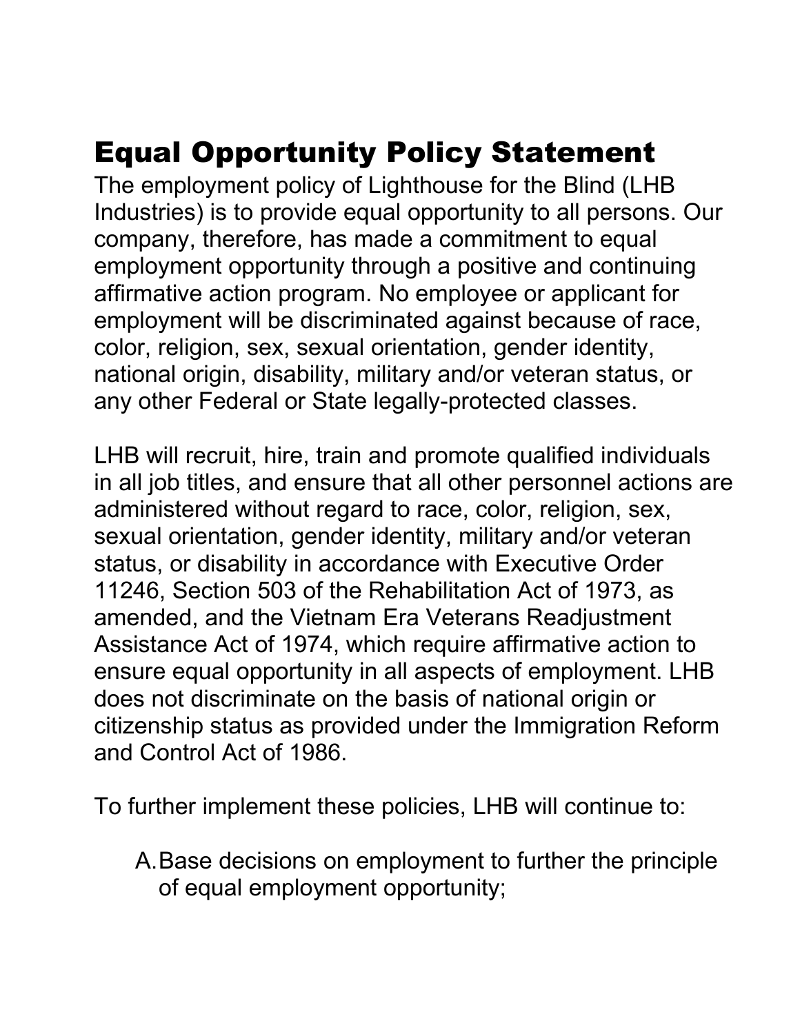# Equal Opportunity Policy Statement

The employment policy of Lighthouse for the Blind (LHB Industries) is to provide equal opportunity to all persons. Our company, therefore, has made a commitment to equal employment opportunity through a positive and continuing affirmative action program. No employee or applicant for employment will be discriminated against because of race, color, religion, sex, sexual orientation, gender identity, national origin, disability, military and/or veteran status, or any other Federal or State legally-protected classes.

LHB will recruit, hire, train and promote qualified individuals in all job titles, and ensure that all other personnel actions are administered without regard to race, color, religion, sex, sexual orientation, gender identity, military and/or veteran status, or disability in accordance with Executive Order 11246, Section 503 of the Rehabilitation Act of 1973, as amended, and the Vietnam Era Veterans Readjustment Assistance Act of 1974, which require affirmative action to ensure equal opportunity in all aspects of employment. LHB does not discriminate on the basis of national origin or citizenship status as provided under the Immigration Reform and Control Act of 1986.

To further implement these policies, LHB will continue to:

A. Base decisions on employment to further the principle of equal employment opportunity;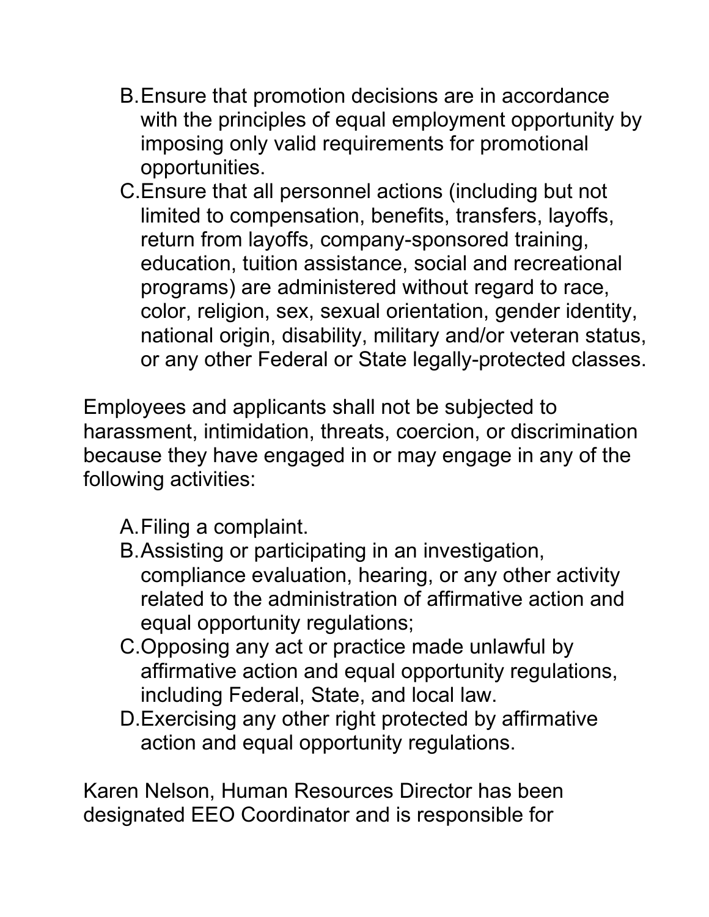B. Ensure that promotion decisions are in accordance with the principles of equal employment opportunity by imposing only valid requirements for promotional opportunities.
C. Ensure that all personnel actions (including but not limited to compensation, benefits, transfers, layoffs, return from layoffs, company-sponsored training, education, tuition assistance, social and recreational programs) are administered without regard to race, color, religion, sex, sexual orientation, gender identity, national origin, disability, military and/or veteran status, or any other Federal or State legally-protected classes.

Employees and applicants shall not be subjected to harassment, intimidation, threats, coercion, or discrimination because they have engaged in or may engage in any of the following activities:

A. Filing a complaint.
B. Assisting or participating in an investigation, compliance evaluation, hearing, or any other activity related to the administration of affirmative action and equal opportunity regulations;
C. Opposing any act or practice made unlawful by affirmative action and equal opportunity regulations, including Federal, State, and local law.
D. Exercising any other right protected by affirmative action and equal opportunity regulations.

Karen Nelson, Human Resources Director has been designated EEO Coordinator and is responsible for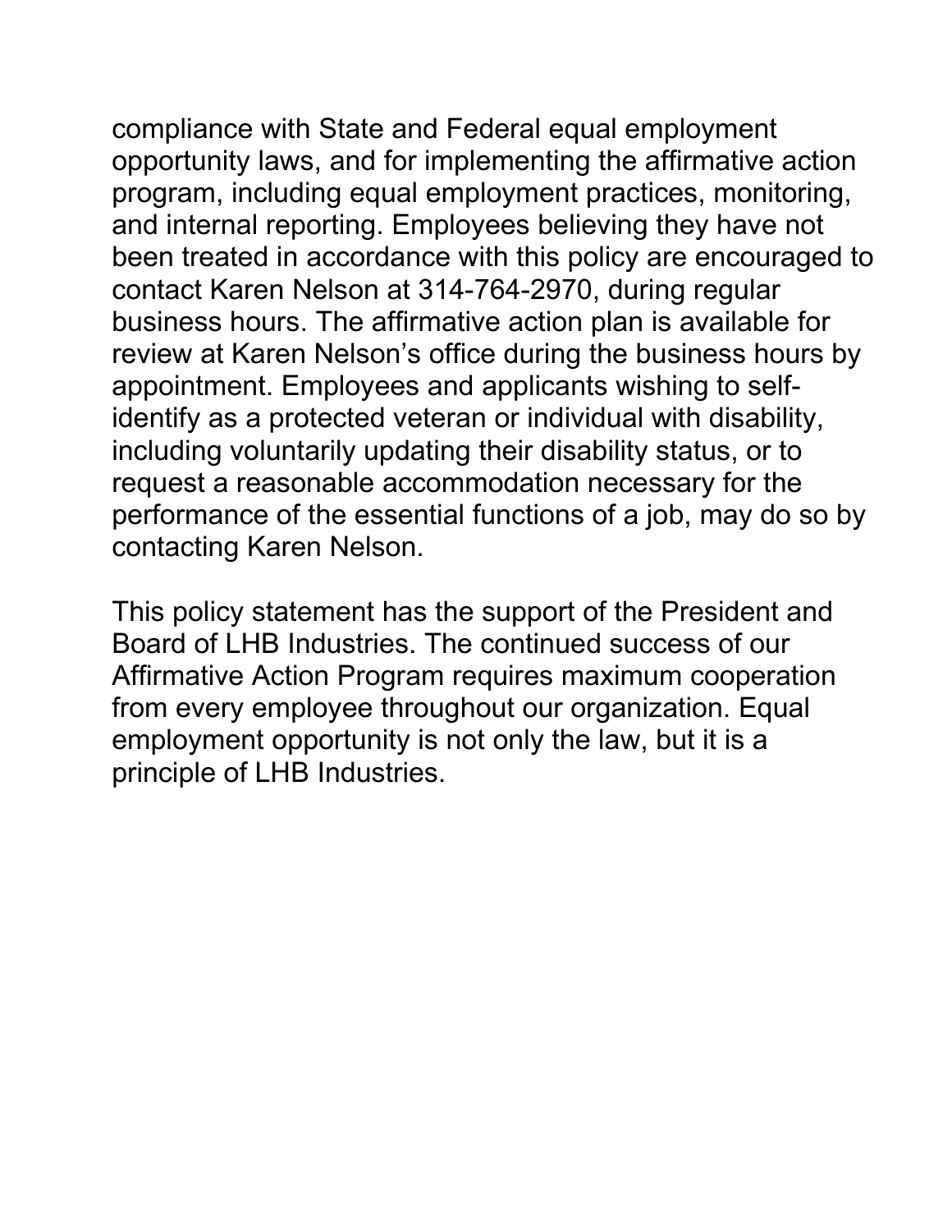compliance with State and Federal equal employment opportunity laws, and for implementing the affirmative action program, including equal employment practices, monitoring, and internal reporting. Employees believing they have not been treated in accordance with this policy are encouraged to contact Karen Nelson at 314-764-2970, during regular business hours. The affirmative action plan is available for review at Karen Nelson's office during the business hours by appointment. Employees and applicants wishing to self-identify as a protected veteran or individual with disability, including voluntarily updating their disability status, or to request a reasonable accommodation necessary for the performance of the essential functions of a job, may do so by contacting Karen Nelson.

This policy statement has the support of the President and Board of LHB Industries. The continued success of our Affirmative Action Program requires maximum cooperation from every employee throughout our organization. Equal employment opportunity is not only the law, but it is a principle of LHB Industries.